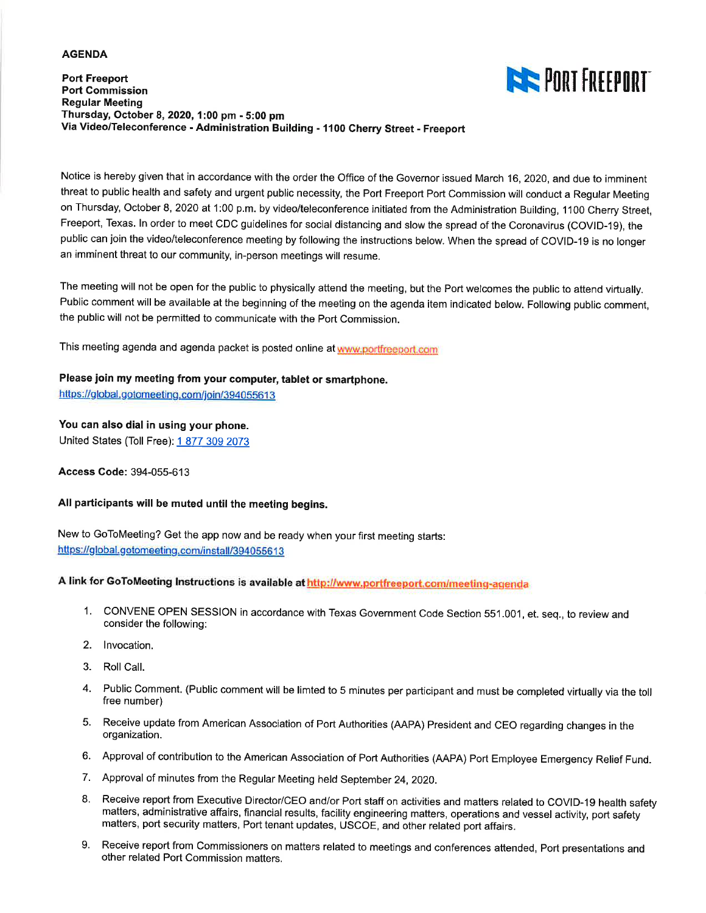**AGENDA**

**Port Freeport**
**Port Commission**
**Regular Meeting**
**Thursday, October 8, 2020, 1:00 pm - 5:00 pm**
**Via Video/Teleconference - Administration Building - 1100 Cherry Street - Freeport**

PORT FREEPORT

Notice is hereby given that in accordance with the order the Office of the Governor issued March 16, 2020, and due to imminent threat to public health and safety and urgent public necessity, the Port Freeport Port Commission will conduct a Regular Meeting on Thursday, October 8, 2020 at 1:00 p.m. by video/teleconference initiated from the Administration Building, 1100 Cherry Street, Freeport, Texas. In order to meet CDC guidelines for social distancing and slow the spread of the Coronavirus (COVID-19), the public can join the video/teleconference meeting by following the instructions below. When the spread of COVID-19 is no longer an imminent threat to our community, in-person meetings will resume.

The meeting will not be open for the public to physically attend the meeting, but the Port welcomes the public to attend virtually. Public comment will be available at the beginning of the meeting on the agenda item indicated below. Following public comment, the public will not be permitted to communicate with the Port Commission.

This meeting agenda and agenda packet is posted online at www.portfreeport.com

**Please join my meeting from your computer, tablet or smartphone.**
https://global.gotomeeting.com/join/394055613

**You can also dial in using your phone.**
United States (Toll Free): 1 877 309 2073

**Access Code:** 394-055-613

**All participants will be muted until the meeting begins.**

New to GoToMeeting? Get the app now and be ready when your first meeting starts:
https://global.gotomeeting.com/install/394055613

**A link for GoToMeeting Instructions is available at** http://www.portfreeport.com/meeting-agenda

1. CONVENE OPEN SESSION in accordance with Texas Government Code Section 551.001, et. seq., to review and consider the following:
2. Invocation.
3. Roll Call.
4. Public Comment. (Public comment will be limted to 5 minutes per participant and must be completed virtually via the toll free number)
5. Receive update from American Association of Port Authorities (AAPA) President and CEO regarding changes in the organization.
6. Approval of contribution to the American Association of Port Authorities (AAPA) Port Employee Emergency Relief Fund.
7. Approval of minutes from the Regular Meeting held September 24, 2020.
8. Receive report from Executive Director/CEO and/or Port staff on activities and matters related to COVID-19 health safety matters, administrative affairs, financial results, facility engineering matters, operations and vessel activity, port safety matters, port security matters, Port tenant updates, USCOE, and other related port affairs.
9. Receive report from Commissioners on matters related to meetings and conferences attended, Port presentations and other related Port Commission matters.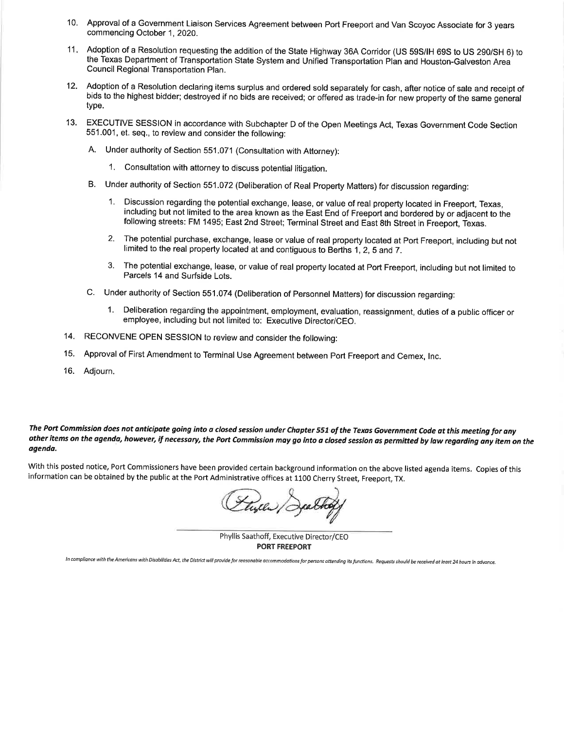10. Approval of a Government Liaison Services Agreement between Port Freeport and Van Scoyoc Associate for 3 years commencing October 1, 2020.

11. Adoption of a Resolution requesting the addition of the State Highway 36A Corridor (US 59S/IH 69S to US 290/SH 6) to the Texas Department of Transportation State System and Unified Transportation Plan and Houston-Galveston Area Council Regional Transportation Plan.

12. Adoption of a Resolution declaring items surplus and ordered sold separately for cash, after notice of sale and receipt of bids to the highest bidder; destroyed if no bids are received; or offered as trade-in for new property of the same general type.

13. EXECUTIVE SESSION in accordance with Subchapter D of the Open Meetings Act, Texas Government Code Section 551.001, et. seq., to review and consider the following:

    A. Under authority of Section 551.071 (Consultation with Attorney):

       1. Consultation with attorney to discuss potential litigation.

    B. Under authority of Section 551.072 (Deliberation of Real Property Matters) for discussion regarding:

       1. Discussion regarding the potential exchange, lease, or value of real property located in Freeport, Texas, including but not limited to the area known as the East End of Freeport and bordered by or adjacent to the following streets: FM 1495; East 2nd Street; Terminal Street and East 8th Street in Freeport, Texas.

       2. The potential purchase, exchange, lease or value of real property located at Port Freeport, including but not limited to the real property located at and contiguous to Berths 1, 2, 5 and 7.

       3. The potential exchange, lease, or value of real property located at Port Freeport, including but not limited to Parcels 14 and Surfside Lots.

    C. Under authority of Section 551.074 (Deliberation of Personnel Matters) for discussion regarding:

       1. Deliberation regarding the appointment, employment, evaluation, reassignment, duties of a public officer or employee, including but not limited to: Executive Director/CEO.

14. RECONVENE OPEN SESSION to review and consider the following:

15. Approval of First Amendment to Terminal Use Agreement between Port Freeport and Cemex, Inc.

16. Adjourn.

***The Port Commission does not anticipate going into a closed session under Chapter 551 of the Texas Government Code at this meeting for any other items on the agenda, however, if necessary, the Port Commission may go into a closed session as permitted by law regarding any item on the agenda.***

With this posted notice, Port Commissioners have been provided certain background information on the above listed agenda items. Copies of this information can be obtained by the public at the Port Administrative offices at 1100 Cherry Street, Freeport, TX.

Phyllis Saathoff, Executive Director/CEO
**PORT FREEPORT**

*In compliance with the Americans with Disabilities Act, the District will provide for reasonable accommodations for persons attending its functions. Requests should be received at least 24 hours in advance.*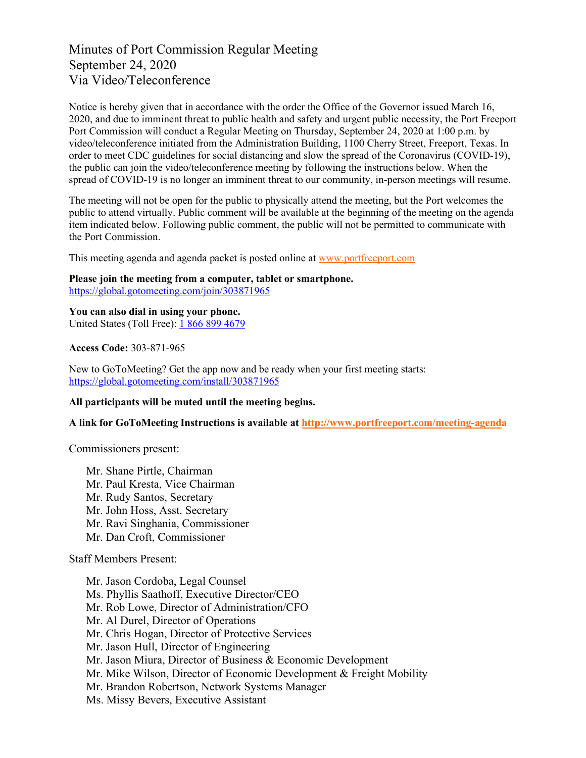# Minutes of Port Commission Regular Meeting
# September 24, 2020
# Via Video/Teleconference

Notice is hereby given that in accordance with the order the Office of the Governor issued March 16, 2020, and due to imminent threat to public health and safety and urgent public necessity, the Port Freeport Port Commission will conduct a Regular Meeting on Thursday, September 24, 2020 at 1:00 p.m. by video/teleconference initiated from the Administration Building, 1100 Cherry Street, Freeport, Texas. In order to meet CDC guidelines for social distancing and slow the spread of the Coronavirus (COVID-19), the public can join the video/teleconference meeting by following the instructions below. When the spread of COVID-19 is no longer an imminent threat to our community, in-person meetings will resume.

The meeting will not be open for the public to physically attend the meeting, but the Port welcomes the public to attend virtually. Public comment will be available at the beginning of the meeting on the agenda item indicated below. Following public comment, the public will not be permitted to communicate with the Port Commission.

This meeting agenda and agenda packet is posted online at www.portfreeport.com

**Please join the meeting from a computer, tablet or smartphone.**
https://global.gotomeeting.com/join/303871965

**You can also dial in using your phone.**
United States (Toll Free): 1 866 899 4679

**Access Code:** 303-871-965

New to GoToMeeting? Get the app now and be ready when your first meeting starts:
https://global.gotomeeting.com/install/303871965

**All participants will be muted until the meeting begins.**

**A link for GoToMeeting Instructions is available at http://www.portfreeport.com/meeting-agenda**

Commissioners present:

- Mr. Shane Pirtle, Chairman
- Mr. Paul Kresta, Vice Chairman
- Mr. Rudy Santos, Secretary
- Mr. John Hoss, Asst. Secretary
- Mr. Ravi Singhania, Commissioner
- Mr. Dan Croft, Commissioner

Staff Members Present:

- Mr. Jason Cordoba, Legal Counsel
- Ms. Phyllis Saathoff, Executive Director/CEO
- Mr. Rob Lowe, Director of Administration/CFO
- Mr. Al Durel, Director of Operations
- Mr. Chris Hogan, Director of Protective Services
- Mr. Jason Hull, Director of Engineering
- Mr. Jason Miura, Director of Business & Economic Development
- Mr. Mike Wilson, Director of Economic Development & Freight Mobility
- Mr. Brandon Robertson, Network Systems Manager
- Ms. Missy Bevers, Executive Assistant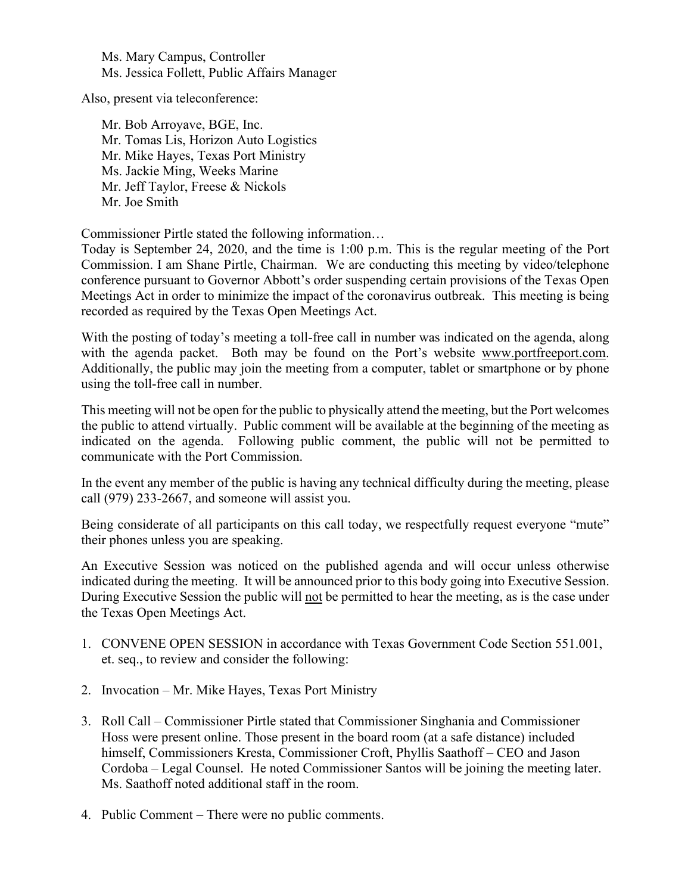Ms. Mary Campus, Controller
Ms. Jessica Follett, Public Affairs Manager

Also, present via teleconference:

Mr. Bob Arroyave, BGE, Inc.
Mr. Tomas Lis, Horizon Auto Logistics
Mr. Mike Hayes, Texas Port Ministry
Ms. Jackie Ming, Weeks Marine
Mr. Jeff Taylor, Freese & Nickols
Mr. Joe Smith

Commissioner Pirtle stated the following information…
Today is September 24, 2020, and the time is 1:00 p.m. This is the regular meeting of the Port Commission. I am Shane Pirtle, Chairman. We are conducting this meeting by video/telephone conference pursuant to Governor Abbott's order suspending certain provisions of the Texas Open Meetings Act in order to minimize the impact of the coronavirus outbreak. This meeting is being recorded as required by the Texas Open Meetings Act.

With the posting of today's meeting a toll-free call in number was indicated on the agenda, along with the agenda packet. Both may be found on the Port's website www.portfreeport.com. Additionally, the public may join the meeting from a computer, tablet or smartphone or by phone using the toll-free call in number.

This meeting will not be open for the public to physically attend the meeting, but the Port welcomes the public to attend virtually. Public comment will be available at the beginning of the meeting as indicated on the agenda. Following public comment, the public will not be permitted to communicate with the Port Commission.

In the event any member of the public is having any technical difficulty during the meeting, please call (979) 233-2667, and someone will assist you.

Being considerate of all participants on this call today, we respectfully request everyone "mute" their phones unless you are speaking.

An Executive Session was noticed on the published agenda and will occur unless otherwise indicated during the meeting. It will be announced prior to this body going into Executive Session. During Executive Session the public will not be permitted to hear the meeting, as is the case under the Texas Open Meetings Act.

1. CONVENE OPEN SESSION in accordance with Texas Government Code Section 551.001, et. seq., to review and consider the following:

2. Invocation – Mr. Mike Hayes, Texas Port Ministry

3. Roll Call – Commissioner Pirtle stated that Commissioner Singhania and Commissioner Hoss were present online. Those present in the board room (at a safe distance) included himself, Commissioners Kresta, Commissioner Croft, Phyllis Saathoff – CEO and Jason Cordoba – Legal Counsel. He noted Commissioner Santos will be joining the meeting later. Ms. Saathoff noted additional staff in the room.

4. Public Comment – There were no public comments.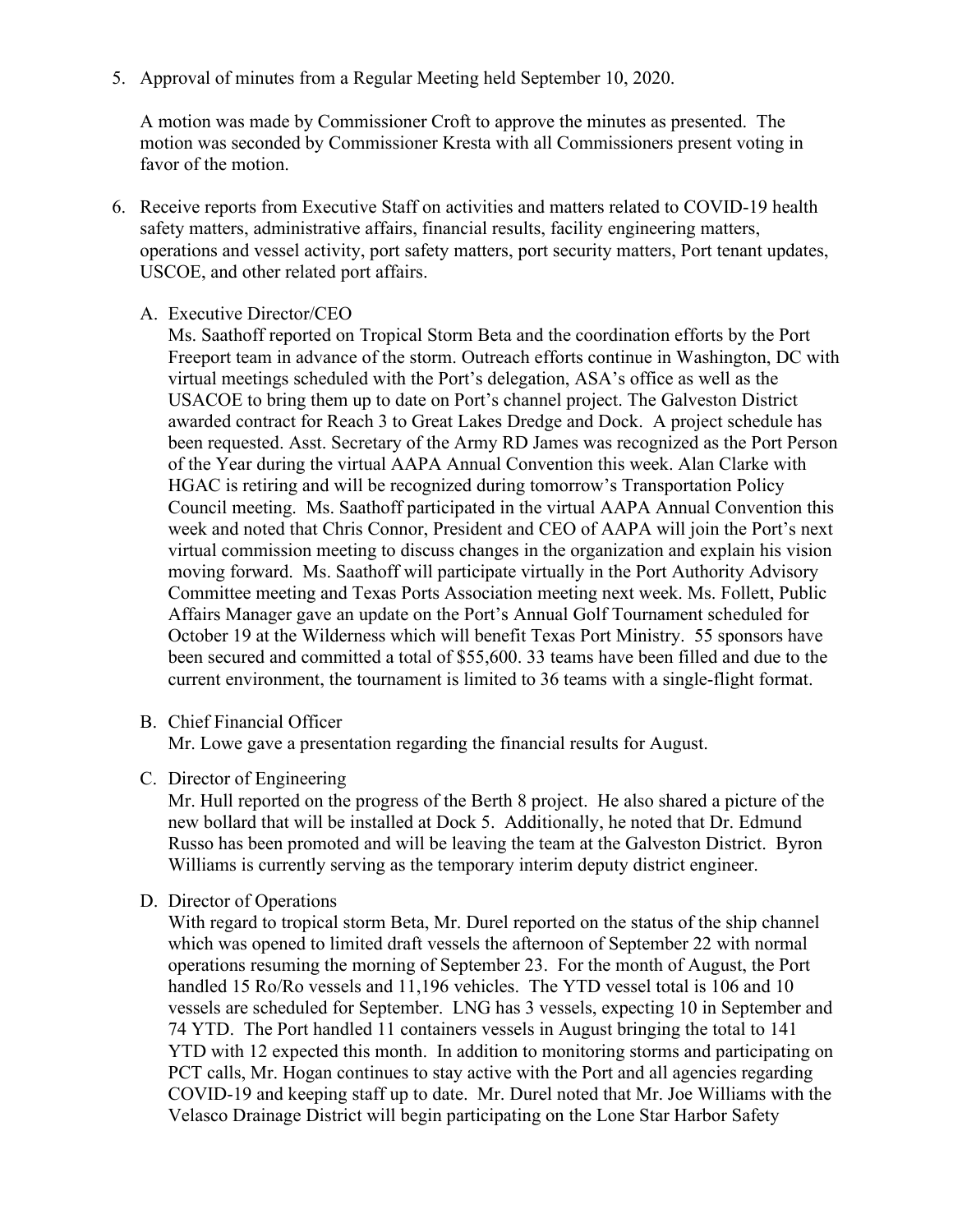5. Approval of minutes from a Regular Meeting held September 10, 2020.

   A motion was made by Commissioner Croft to approve the minutes as presented. The motion was seconded by Commissioner Kresta with all Commissioners present voting in favor of the motion.

6. Receive reports from Executive Staff on activities and matters related to COVID-19 health safety matters, administrative affairs, financial results, facility engineering matters, operations and vessel activity, port safety matters, port security matters, Port tenant updates, USCOE, and other related port affairs.

   A. Executive Director/CEO

      Ms. Saathoff reported on Tropical Storm Beta and the coordination efforts by the Port Freeport team in advance of the storm. Outreach efforts continue in Washington, DC with virtual meetings scheduled with the Port's delegation, ASA's office as well as the USACOE to bring them up to date on Port's channel project. The Galveston District awarded contract for Reach 3 to Great Lakes Dredge and Dock. A project schedule has been requested. Asst. Secretary of the Army RD James was recognized as the Port Person of the Year during the virtual AAPA Annual Convention this week. Alan Clarke with HGAC is retiring and will be recognized during tomorrow's Transportation Policy Council meeting. Ms. Saathoff participated in the virtual AAPA Annual Convention this week and noted that Chris Connor, President and CEO of AAPA will join the Port's next virtual commission meeting to discuss changes in the organization and explain his vision moving forward. Ms. Saathoff will participate virtually in the Port Authority Advisory Committee meeting and Texas Ports Association meeting next week. Ms. Follett, Public Affairs Manager gave an update on the Port's Annual Golf Tournament scheduled for October 19 at the Wilderness which will benefit Texas Port Ministry. 55 sponsors have been secured and committed a total of $55,600. 33 teams have been filled and due to the current environment, the tournament is limited to 36 teams with a single-flight format.

   B. Chief Financial Officer

      Mr. Lowe gave a presentation regarding the financial results for August.

   C. Director of Engineering

      Mr. Hull reported on the progress of the Berth 8 project. He also shared a picture of the new bollard that will be installed at Dock 5. Additionally, he noted that Dr. Edmund Russo has been promoted and will be leaving the team at the Galveston District. Byron Williams is currently serving as the temporary interim deputy district engineer.

   D. Director of Operations

      With regard to tropical storm Beta, Mr. Durel reported on the status of the ship channel which was opened to limited draft vessels the afternoon of September 22 with normal operations resuming the morning of September 23. For the month of August, the Port handled 15 Ro/Ro vessels and 11,196 vehicles. The YTD vessel total is 106 and 10 vessels are scheduled for September. LNG has 3 vessels, expecting 10 in September and 74 YTD. The Port handled 11 containers vessels in August bringing the total to 141 YTD with 12 expected this month. In addition to monitoring storms and participating on PCT calls, Mr. Hogan continues to stay active with the Port and all agencies regarding COVID-19 and keeping staff up to date. Mr. Durel noted that Mr. Joe Williams with the Velasco Drainage District will begin participating on the Lone Star Harbor Safety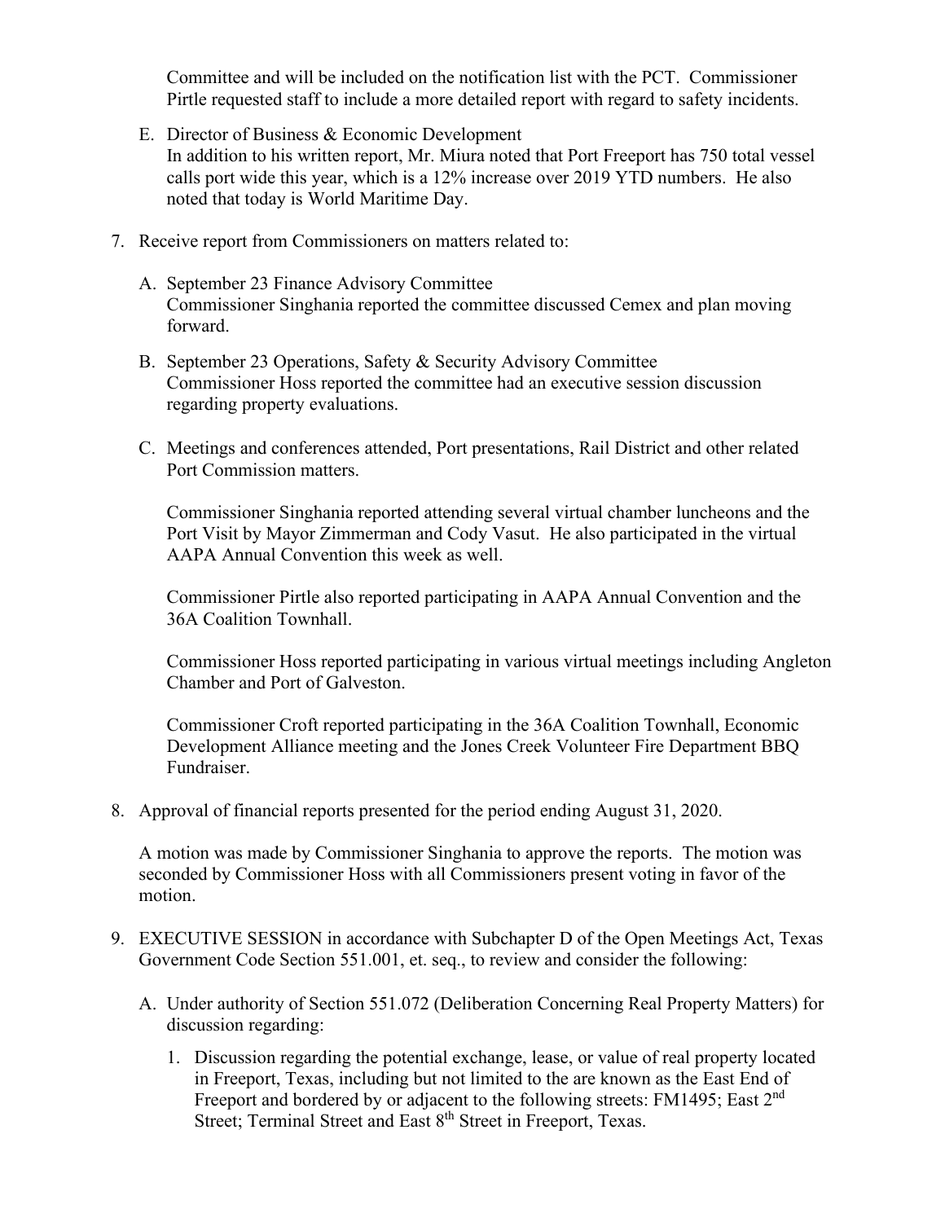Committee and will be included on the notification list with the PCT. Commissioner Pirtle requested staff to include a more detailed report with regard to safety incidents.

E. Director of Business & Economic Development
   In addition to his written report, Mr. Miura noted that Port Freeport has 750 total vessel calls port wide this year, which is a 12% increase over 2019 YTD numbers. He also noted that today is World Maritime Day.

7. Receive report from Commissioners on matters related to:

   A. September 23 Finance Advisory Committee
      Commissioner Singhania reported the committee discussed Cemex and plan moving forward.

   B. September 23 Operations, Safety & Security Advisory Committee
      Commissioner Hoss reported the committee had an executive session discussion regarding property evaluations.

   C. Meetings and conferences attended, Port presentations, Rail District and other related Port Commission matters.

      Commissioner Singhania reported attending several virtual chamber luncheons and the Port Visit by Mayor Zimmerman and Cody Vasut. He also participated in the virtual AAPA Annual Convention this week as well.

      Commissioner Pirtle also reported participating in AAPA Annual Convention and the 36A Coalition Townhall.

      Commissioner Hoss reported participating in various virtual meetings including Angleton Chamber and Port of Galveston.

      Commissioner Croft reported participating in the 36A Coalition Townhall, Economic Development Alliance meeting and the Jones Creek Volunteer Fire Department BBQ Fundraiser.

8. Approval of financial reports presented for the period ending August 31, 2020.

   A motion was made by Commissioner Singhania to approve the reports. The motion was seconded by Commissioner Hoss with all Commissioners present voting in favor of the motion.

9. EXECUTIVE SESSION in accordance with Subchapter D of the Open Meetings Act, Texas Government Code Section 551.001, et. seq., to review and consider the following:

   A. Under authority of Section 551.072 (Deliberation Concerning Real Property Matters) for discussion regarding:

      1. Discussion regarding the potential exchange, lease, or value of real property located in Freeport, Texas, including but not limited to the are known as the East End of Freeport and bordered by or adjacent to the following streets: FM1495; East 2nd Street; Terminal Street and East 8th Street in Freeport, Texas.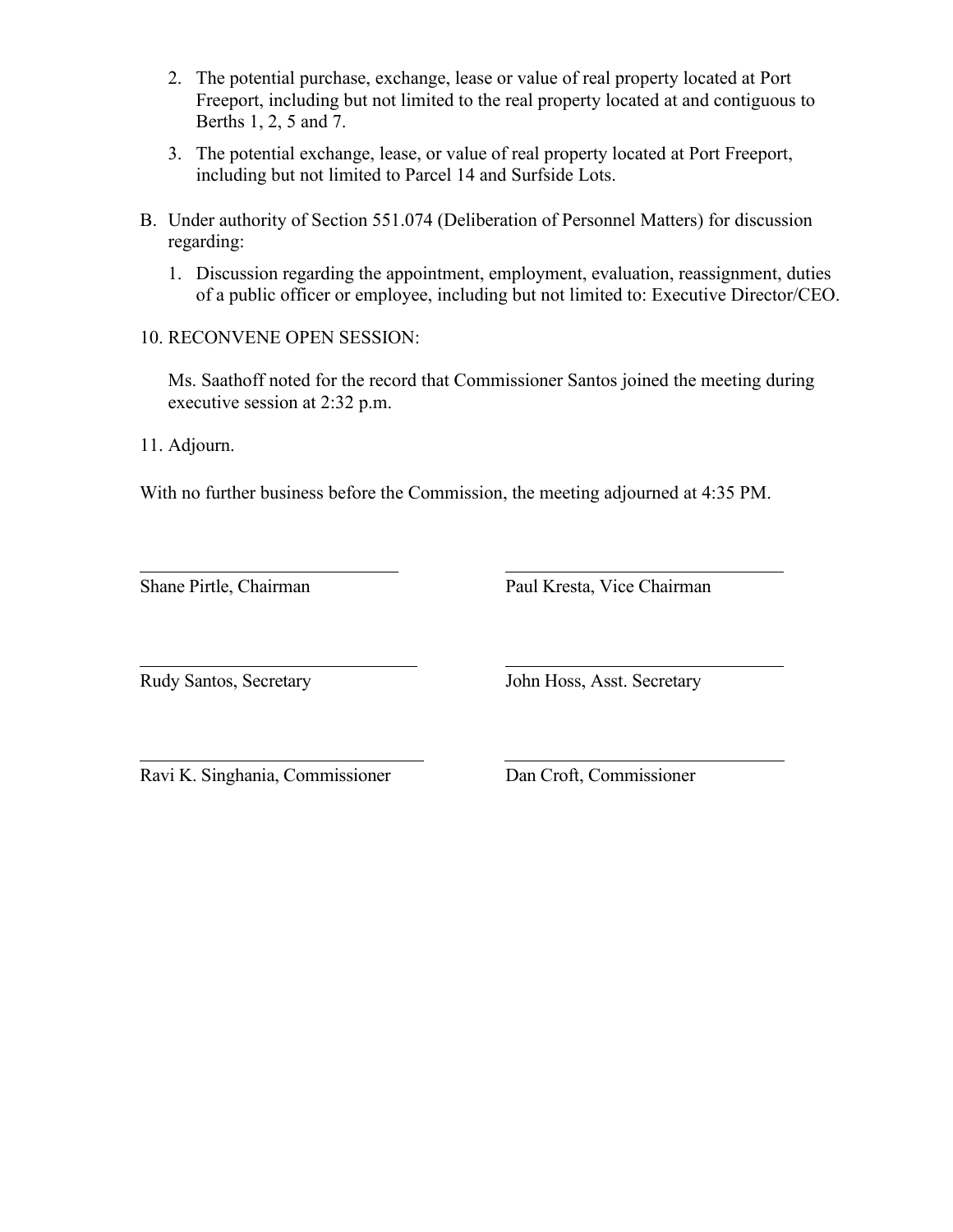2. The potential purchase, exchange, lease or value of real property located at Port Freeport, including but not limited to the real property located at and contiguous to Berths 1, 2, 5 and 7.

3. The potential exchange, lease, or value of real property located at Port Freeport, including but not limited to Parcel 14 and Surfside Lots.

B. Under authority of Section 551.074 (Deliberation of Personnel Matters) for discussion regarding:

   1. Discussion regarding the appointment, employment, evaluation, reassignment, duties of a public officer or employee, including but not limited to: Executive Director/CEO.

10. RECONVENE OPEN SESSION:

    Ms. Saathoff noted for the record that Commissioner Santos joined the meeting during executive session at 2:32 p.m.

11. Adjourn.

With no further business before the Commission, the meeting adjourned at 4:35 PM.

| | |
|---|---|
| Shane Pirtle, Chairman | Paul Kresta, Vice Chairman |
| Rudy Santos, Secretary | John Hoss, Asst. Secretary |
| Ravi K. Singhania, Commissioner | Dan Croft, Commissioner |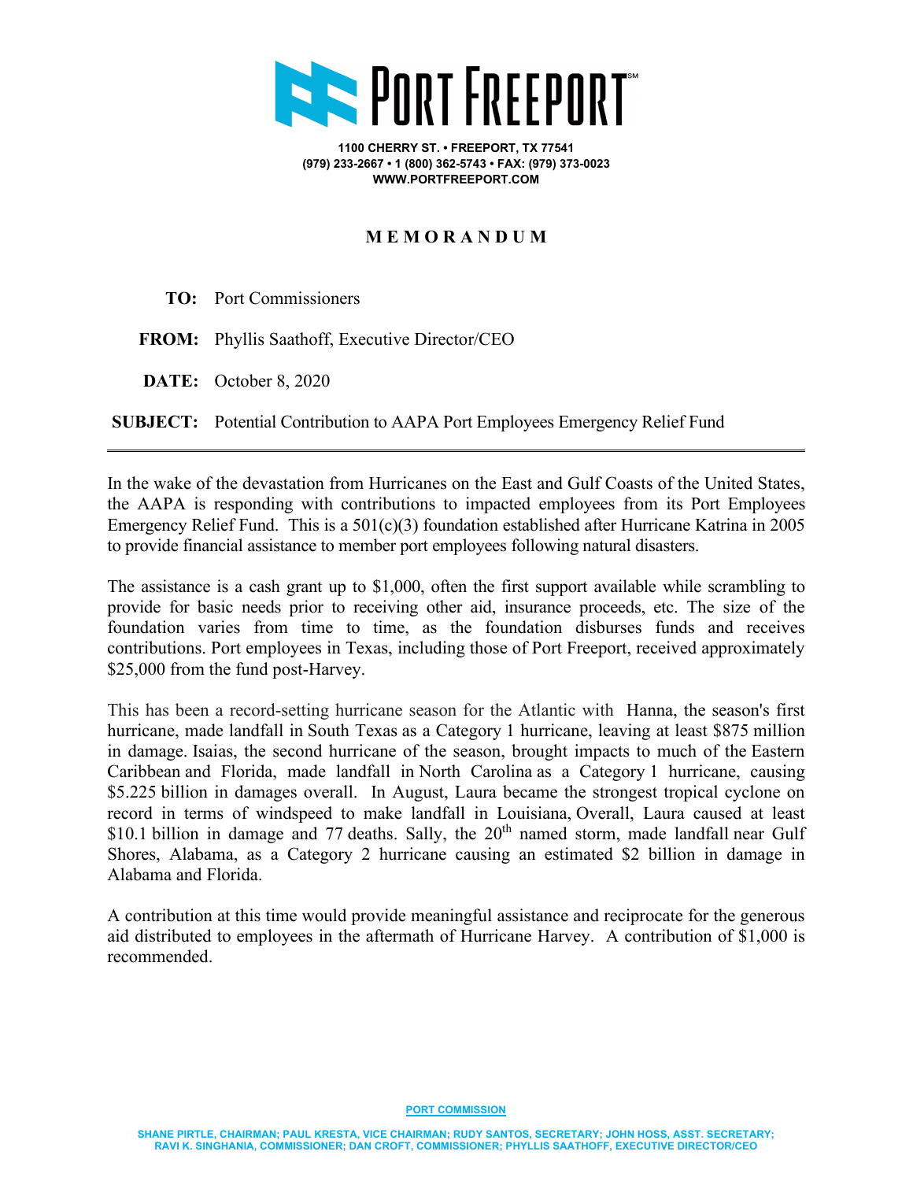# PORT FREEPORT

1100 CHERRY ST. • FREEPORT, TX 77541
(979) 233-2667 • 1 (800) 362-5743 • FAX: (979) 373-0023
WWW.PORTFREEPORT.COM

## MEMORANDUM

**TO:** Port Commissioners

**FROM:** Phyllis Saathoff, Executive Director/CEO

**DATE:** October 8, 2020

**SUBJECT:** Potential Contribution to AAPA Port Employees Emergency Relief Fund

---

In the wake of the devastation from Hurricanes on the East and Gulf Coasts of the United States, the AAPA is responding with contributions to impacted employees from its Port Employees Emergency Relief Fund. This is a 501(c)(3) foundation established after Hurricane Katrina in 2005 to provide financial assistance to member port employees following natural disasters.

The assistance is a cash grant up to $1,000, often the first support available while scrambling to provide for basic needs prior to receiving other aid, insurance proceeds, etc. The size of the foundation varies from time to time, as the foundation disburses funds and receives contributions. Port employees in Texas, including those of Port Freeport, received approximately $25,000 from the fund post-Harvey.

This has been a record-setting hurricane season for the Atlantic with Hanna, the season's first hurricane, made landfall in South Texas as a Category 1 hurricane, leaving at least $875 million in damage. Isaias, the second hurricane of the season, brought impacts to much of the Eastern Caribbean and Florida, made landfall in North Carolina as a Category 1 hurricane, causing $5.225 billion in damages overall. In August, Laura became the strongest tropical cyclone on record in terms of windspeed to make landfall in Louisiana, Overall, Laura caused at least $10.1 billion in damage and 77 deaths. Sally, the 20th named storm, made landfall near Gulf Shores, Alabama, as a Category 2 hurricane causing an estimated $2 billion in damage in Alabama and Florida.

A contribution at this time would provide meaningful assistance and reciprocate for the generous aid distributed to employees in the aftermath of Hurricane Harvey. A contribution of $1,000 is recommended.

PORT COMMISSION

SHANE PIRTLE, CHAIRMAN; PAUL KRESTA, VICE CHAIRMAN; RUDY SANTOS, SECRETARY; JOHN HOSS, ASST. SECRETARY; RAVI K. SINGHANIA, COMMISSIONER; DAN CROFT, COMMISSIONER; PHYLLIS SAATHOFF, EXECUTIVE DIRECTOR/CEO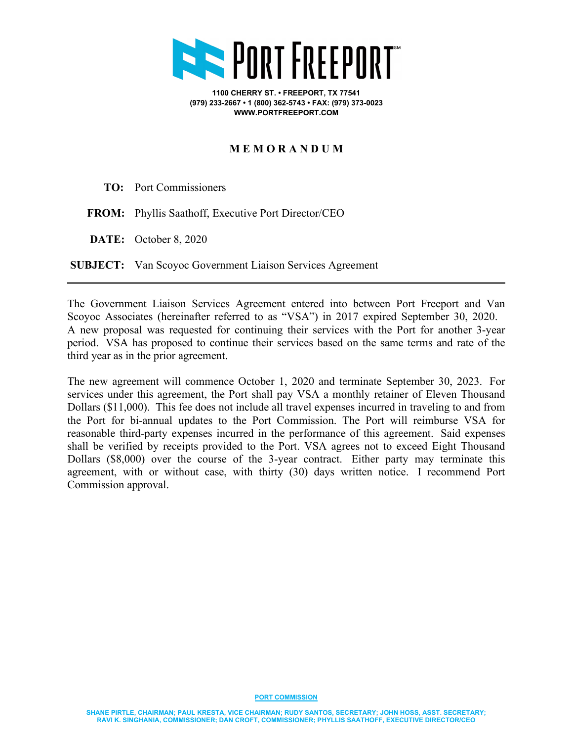# PORT FREEPORT

1100 CHERRY ST. • FREEPORT, TX 77541
(979) 233-2667 • 1 (800) 362-5743 • FAX: (979) 373-0023
WWW.PORTFREEPORT.COM

## MEMORANDUM

**TO:** Port Commissioners

**FROM:** Phyllis Saathoff, Executive Port Director/CEO

**DATE:** October 8, 2020

**SUBJECT:** Van Scoyoc Government Liaison Services Agreement

---

The Government Liaison Services Agreement entered into between Port Freeport and Van Scoyoc Associates (hereinafter referred to as "VSA") in 2017 expired September 30, 2020. A new proposal was requested for continuing their services with the Port for another 3-year period. VSA has proposed to continue their services based on the same terms and rate of the third year as in the prior agreement.

The new agreement will commence October 1, 2020 and terminate September 30, 2023. For services under this agreement, the Port shall pay VSA a monthly retainer of Eleven Thousand Dollars ($11,000). This fee does not include all travel expenses incurred in traveling to and from the Port for bi-annual updates to the Port Commission. The Port will reimburse VSA for reasonable third-party expenses incurred in the performance of this agreement. Said expenses shall be verified by receipts provided to the Port. VSA agrees not to exceed Eight Thousand Dollars ($8,000) over the course of the 3-year contract. Either party may terminate this agreement, with or without case, with thirty (30) days written notice. I recommend Port Commission approval.

PORT COMMISSION

SHANE PIRTLE, CHAIRMAN; PAUL KRESTA, VICE CHAIRMAN; RUDY SANTOS, SECRETARY; JOHN HOSS, ASST. SECRETARY; RAVI K. SINGHANIA, COMMISSIONER; DAN CROFT, COMMISSIONER; PHYLLIS SAATHOFF, EXECUTIVE DIRECTOR/CEO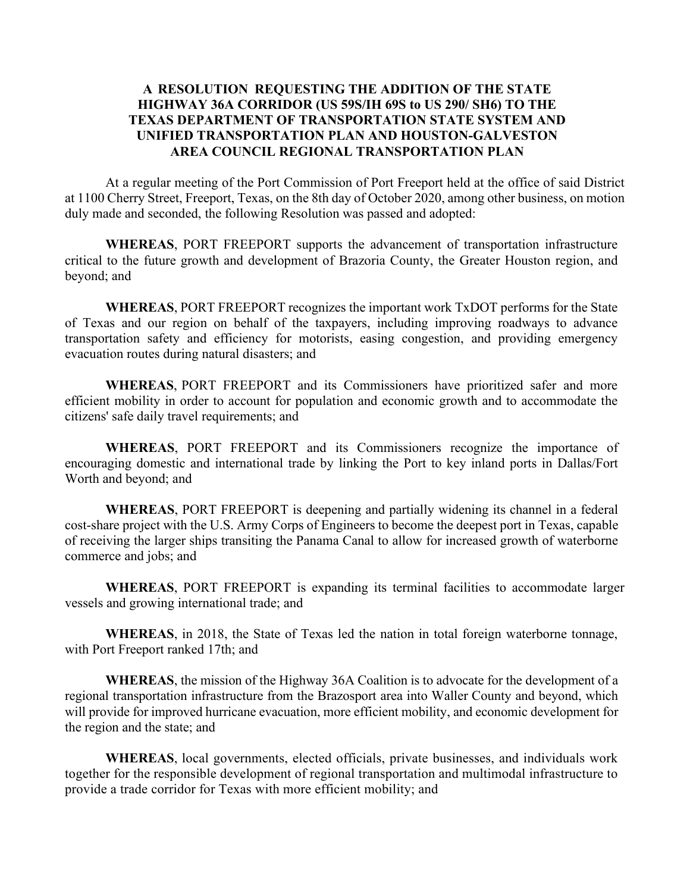**A RESOLUTION REQUESTING THE ADDITION OF THE STATE HIGHWAY 36A CORRIDOR (US 59S/IH 69S to US 290/ SH6) TO THE TEXAS DEPARTMENT OF TRANSPORTATION STATE SYSTEM AND UNIFIED TRANSPORTATION PLAN AND HOUSTON-GALVESTON AREA COUNCIL REGIONAL TRANSPORTATION PLAN**

At a regular meeting of the Port Commission of Port Freeport held at the office of said District at 1100 Cherry Street, Freeport, Texas, on the 8th day of October 2020, among other business, on motion duly made and seconded, the following Resolution was passed and adopted:

**WHEREAS**, PORT FREEPORT supports the advancement of transportation infrastructure critical to the future growth and development of Brazoria County, the Greater Houston region, and beyond; and

**WHEREAS**, PORT FREEPORT recognizes the important work TxDOT performs for the State of Texas and our region on behalf of the taxpayers, including improving roadways to advance transportation safety and efficiency for motorists, easing congestion, and providing emergency evacuation routes during natural disasters; and

**WHEREAS**, PORT FREEPORT and its Commissioners have prioritized safer and more efficient mobility in order to account for population and economic growth and to accommodate the citizens' safe daily travel requirements; and

**WHEREAS**, PORT FREEPORT and its Commissioners recognize the importance of encouraging domestic and international trade by linking the Port to key inland ports in Dallas/Fort Worth and beyond; and

**WHEREAS**, PORT FREEPORT is deepening and partially widening its channel in a federal cost-share project with the U.S. Army Corps of Engineers to become the deepest port in Texas, capable of receiving the larger ships transiting the Panama Canal to allow for increased growth of waterborne commerce and jobs; and

**WHEREAS**, PORT FREEPORT is expanding its terminal facilities to accommodate larger vessels and growing international trade; and

**WHEREAS**, in 2018, the State of Texas led the nation in total foreign waterborne tonnage, with Port Freeport ranked 17th; and

**WHEREAS**, the mission of the Highway 36A Coalition is to advocate for the development of a regional transportation infrastructure from the Brazosport area into Waller County and beyond, which will provide for improved hurricane evacuation, more efficient mobility, and economic development for the region and the state; and

**WHEREAS**, local governments, elected officials, private businesses, and individuals work together for the responsible development of regional transportation and multimodal infrastructure to provide a trade corridor for Texas with more efficient mobility; and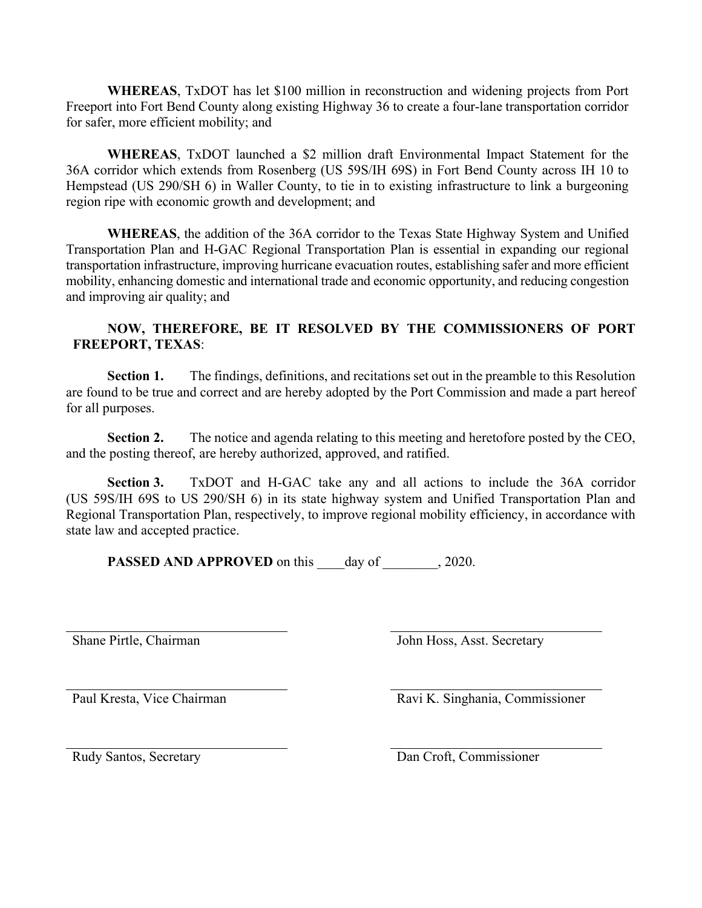**WHEREAS**, TxDOT has let $100 million in reconstruction and widening projects from Port Freeport into Fort Bend County along existing Highway 36 to create a four-lane transportation corridor for safer, more efficient mobility; and

**WHEREAS**, TxDOT launched a $2 million draft Environmental Impact Statement for the 36A corridor which extends from Rosenberg (US 59S/IH 69S) in Fort Bend County across IH 10 to Hempstead (US 290/SH 6) in Waller County, to tie in to existing infrastructure to link a burgeoning region ripe with economic growth and development; and

**WHEREAS**, the addition of the 36A corridor to the Texas State Highway System and Unified Transportation Plan and H-GAC Regional Transportation Plan is essential in expanding our regional transportation infrastructure, improving hurricane evacuation routes, establishing safer and more efficient mobility, enhancing domestic and international trade and economic opportunity, and reducing congestion and improving air quality; and

**NOW, THEREFORE, BE IT RESOLVED BY THE COMMISSIONERS OF PORT FREEPORT, TEXAS**:

**Section 1.** The findings, definitions, and recitations set out in the preamble to this Resolution are found to be true and correct and are hereby adopted by the Port Commission and made a part hereof for all purposes.

**Section 2.** The notice and agenda relating to this meeting and heretofore posted by the CEO, and the posting thereof, are hereby authorized, approved, and ratified.

**Section 3.** TxDOT and H-GAC take any and all actions to include the 36A corridor (US 59S/IH 69S to US 290/SH 6) in its state highway system and Unified Transportation Plan and Regional Transportation Plan, respectively, to improve regional mobility efficiency, in accordance with state law and accepted practice.

**PASSED AND APPROVED** on this ____day of ________, 2020.

______________________________
Shane Pirtle, Chairman

______________________________
John Hoss, Asst. Secretary

______________________________
Paul Kresta, Vice Chairman

______________________________
Ravi K. Singhania, Commissioner

______________________________
Rudy Santos, Secretary

______________________________
Dan Croft, Commissioner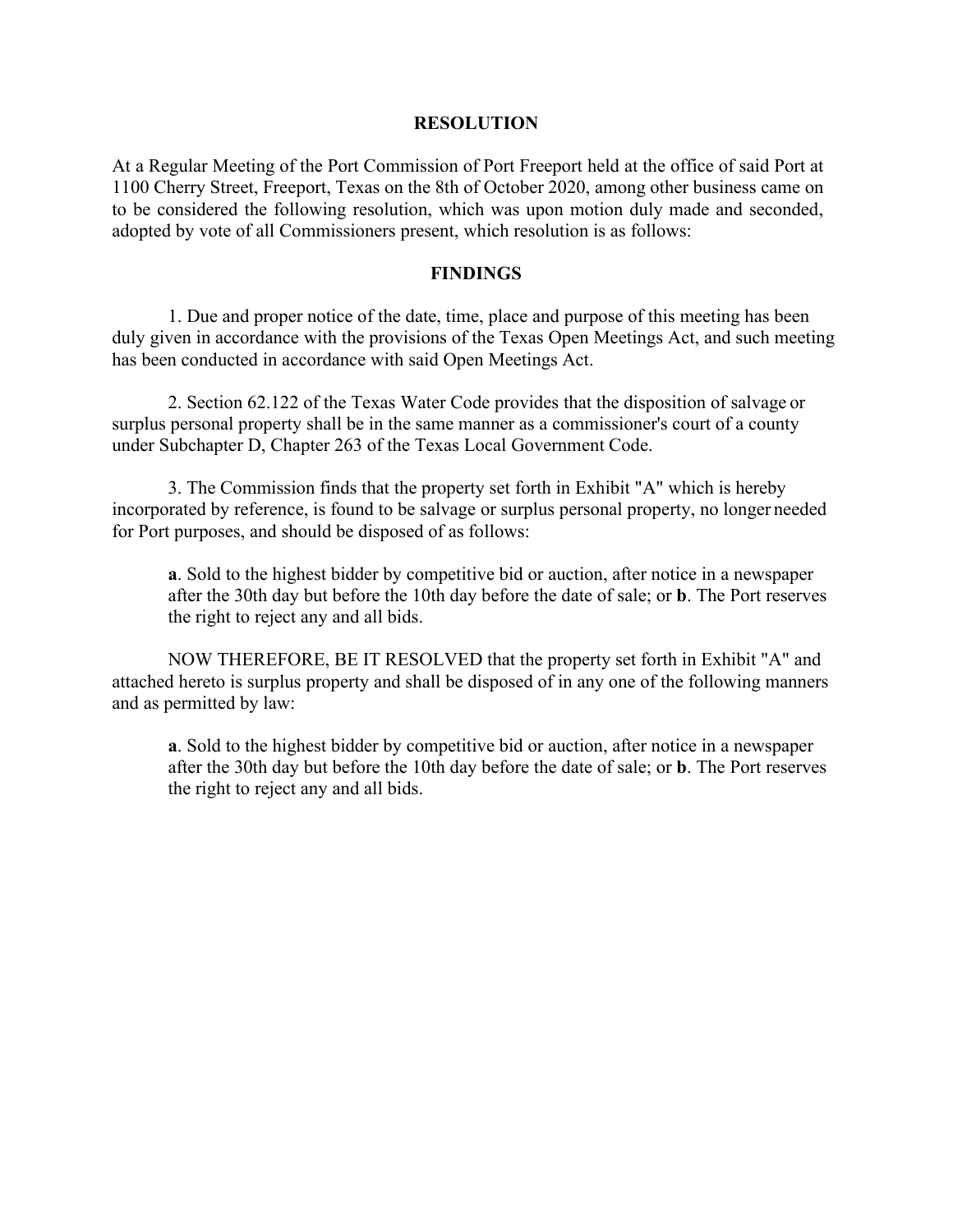## RESOLUTION

At a Regular Meeting of the Port Commission of Port Freeport held at the office of said Port at 1100 Cherry Street, Freeport, Texas on the 8th of October 2020, among other business came on to be considered the following resolution, which was upon motion duly made and seconded, adopted by vote of all Commissioners present, which resolution is as follows:

## FINDINGS

1. Due and proper notice of the date, time, place and purpose of this meeting has been duly given in accordance with the provisions of the Texas Open Meetings Act, and such meeting has been conducted in accordance with said Open Meetings Act.

2. Section 62.122 of the Texas Water Code provides that the disposition of salvage or surplus personal property shall be in the same manner as a commissioner's court of a county under Subchapter D, Chapter 263 of the Texas Local Government Code.

3. The Commission finds that the property set forth in Exhibit "A" which is hereby incorporated by reference, is found to be salvage or surplus personal property, no longer needed for Port purposes, and should be disposed of as follows:

> **a**. Sold to the highest bidder by competitive bid or auction, after notice in a newspaper after the 30th day but before the 10th day before the date of sale; or **b**. The Port reserves the right to reject any and all bids.

NOW THEREFORE, BE IT RESOLVED that the property set forth in Exhibit "A" and attached hereto is surplus property and shall be disposed of in any one of the following manners and as permitted by law:

> **a**. Sold to the highest bidder by competitive bid or auction, after notice in a newspaper after the 30th day but before the 10th day before the date of sale; or **b**. The Port reserves the right to reject any and all bids.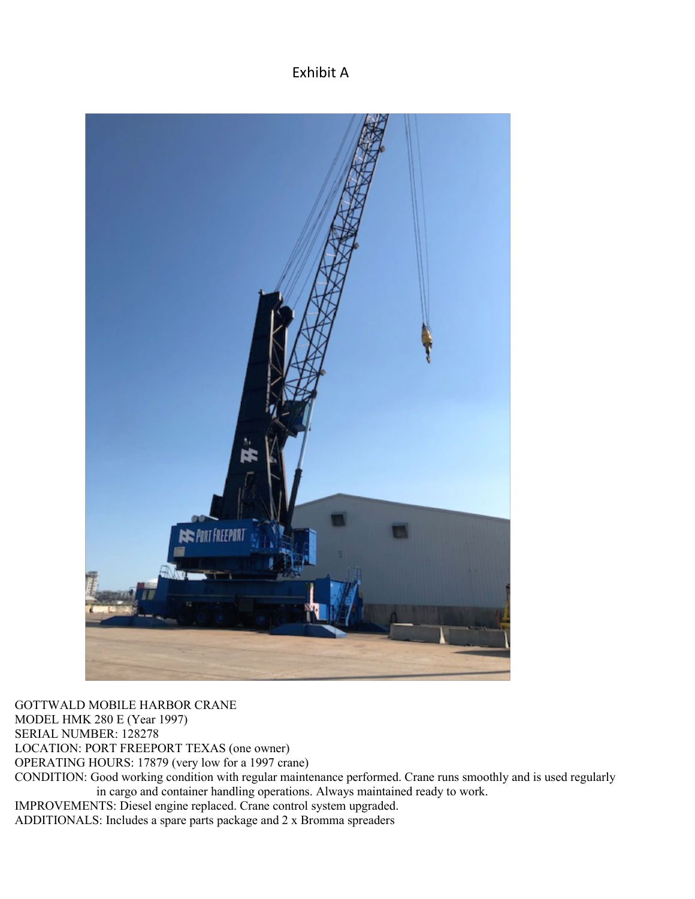# Exhibit A

GOTTWALD MOBILE HARBOR CRANE
MODEL HMK 280 E (Year 1997)
SERIAL NUMBER: 128278
LOCATION: PORT FREEPORT TEXAS (one owner)
OPERATING HOURS: 17879 (very low for a 1997 crane)
CONDITION: Good working condition with regular maintenance performed. Crane runs smoothly and is used regularly in cargo and container handling operations. Always maintained ready to work.
IMPROVEMENTS: Diesel engine replaced. Crane control system upgraded.
ADDITIONALS: Includes a spare parts package and 2 x Bromma spreaders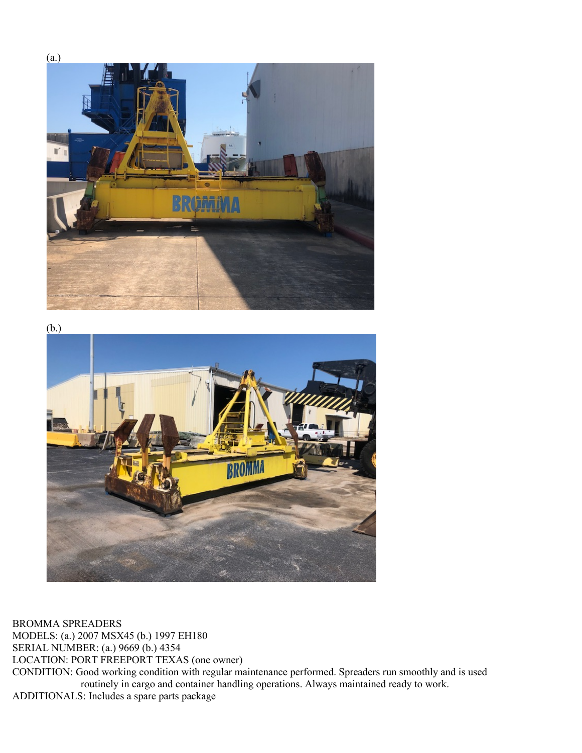(a.)

(b.)

BROMMA SPREADERS
MODELS: (a.) 2007 MSX45 (b.) 1997 EH180
SERIAL NUMBER: (a.) 9669 (b.) 4354
LOCATION: PORT FREEPORT TEXAS (one owner)
CONDITION: Good working condition with regular maintenance performed. Spreaders run smoothly and is used routinely in cargo and container handling operations. Always maintained ready to work.
ADDITIONALS: Includes a spare parts package